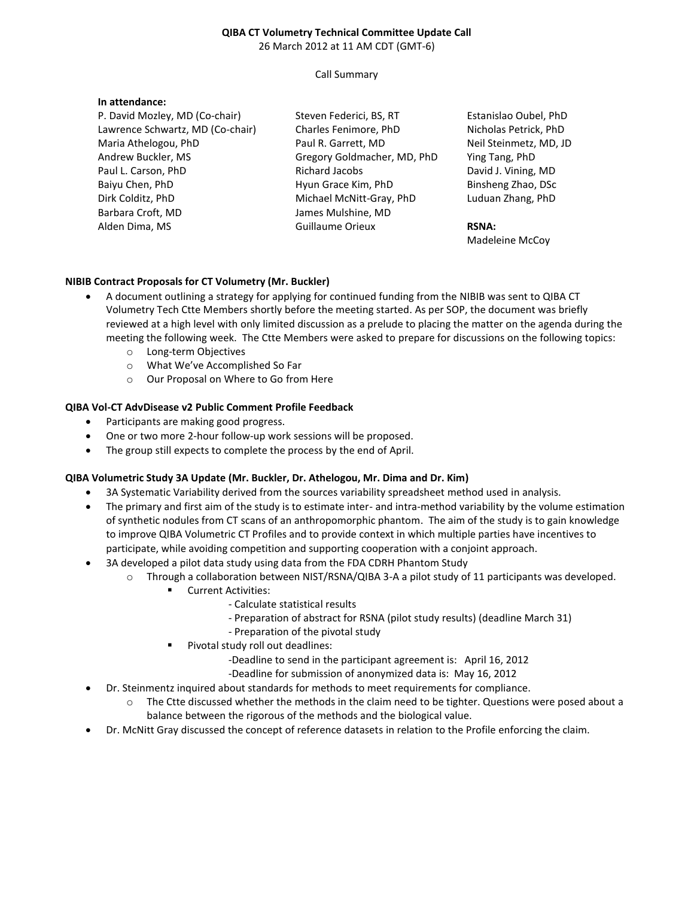**QIBA CT Volumetry Technical Committee Update Call**

26 March 2012 at 11 AM CDT (GMT-6)

Call Summary

**In attendance:**

P. David Mozley, MD (Co-chair)
Lawrence Schwartz, MD (Co-chair)
Maria Athelogou, PhD
Andrew Buckler, MS
Paul L. Carson, PhD
Baiyu Chen, PhD
Dirk Colditz, PhD
Barbara Croft, MD
Alden Dima, MS
Steven Federici, BS, RT
Charles Fenimore, PhD
Paul R. Garrett, MD
Gregory Goldmacher, MD, PhD
Richard Jacobs
Hyun Grace Kim, PhD
Michael McNitt-Gray, PhD
James Mulshine, MD
Guillaume Orieux
Estanislao Oubel, PhD
Nicholas Petrick, PhD
Neil Steinmetz, MD, JD
Ying Tang, PhD
David J. Vining, MD
Binsheng Zhao, DSc
Luduan Zhang, PhD

**RSNA:**
Madeleine McCoy

**NIBIB Contract Proposals for CT Volumetry (Mr. Buckler)**

- A document outlining a strategy for applying for continued funding from the NIBIB was sent to QIBA CT Volumetry Tech Ctte Members shortly before the meeting started. As per SOP, the document was briefly reviewed at a high level with only limited discussion as a prelude to placing the matter on the agenda during the meeting the following week. The Ctte Members were asked to prepare for discussions on the following topics:
  - Long-term Objectives
  - What We've Accomplished So Far
  - Our Proposal on Where to Go from Here

**QIBA Vol-CT AdvDisease v2 Public Comment Profile Feedback**

- Participants are making good progress.
- One or two more 2-hour follow-up work sessions will be proposed.
- The group still expects to complete the process by the end of April.

**QIBA Volumetric Study 3A Update (Mr. Buckler, Dr. Athelogou, Mr. Dima and Dr. Kim)**

- 3A Systematic Variability derived from the sources variability spreadsheet method used in analysis.
- The primary and first aim of the study is to estimate inter- and intra-method variability by the volume estimation of synthetic nodules from CT scans of an anthropomorphic phantom. The aim of the study is to gain knowledge to improve QIBA Volumetric CT Profiles and to provide context in which multiple parties have incentives to participate, while avoiding competition and supporting cooperation with a conjoint approach.
- 3A developed a pilot data study using data from the FDA CDRH Phantom Study
  - Through a collaboration between NIST/RSNA/QIBA 3-A a pilot study of 11 participants was developed.
    - Current Activities:
      - Calculate statistical results
      - Preparation of abstract for RSNA (pilot study results) (deadline March 31)
      - Preparation of the pivotal study
    - Pivotal study roll out deadlines:
      - Deadline to send in the participant agreement is: April 16, 2012
      - Deadline for submission of anonymized data is: May 16, 2012
- Dr. Steinmentz inquired about standards for methods to meet requirements for compliance.
  - The Ctte discussed whether the methods in the claim need to be tighter. Questions were posed about a balance between the rigorous of the methods and the biological value.
- Dr. McNitt Gray discussed the concept of reference datasets in relation to the Profile enforcing the claim.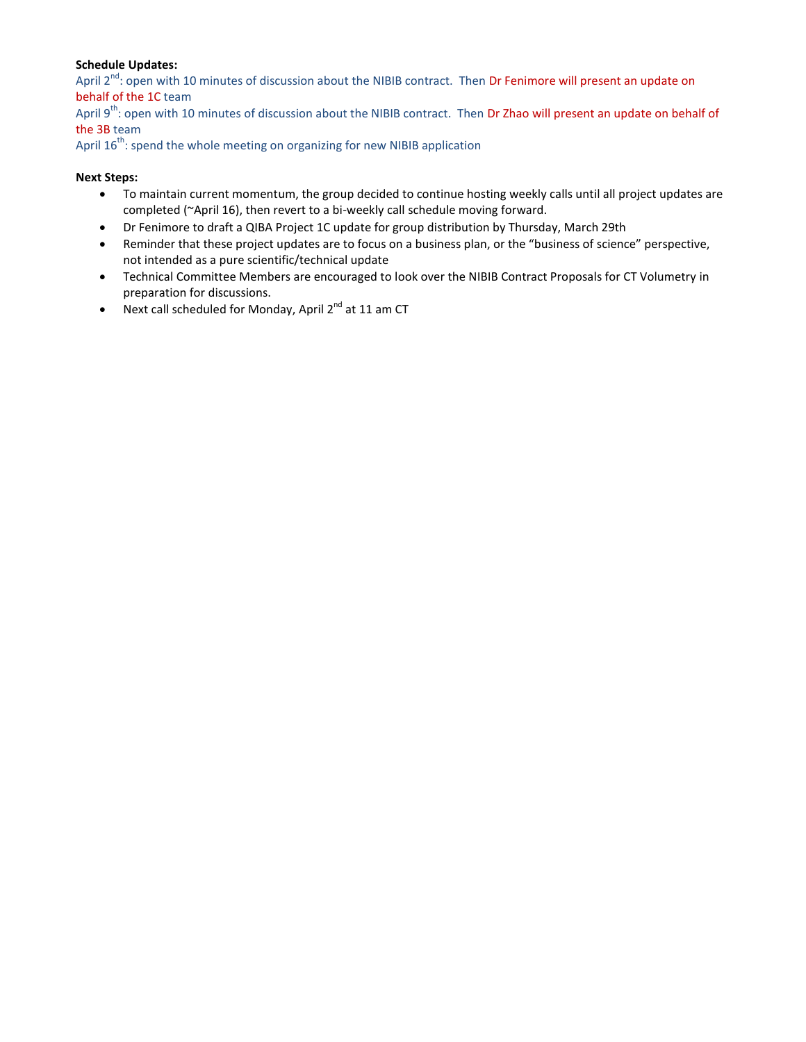**Schedule Updates:**

April 2nd: open with 10 minutes of discussion about the NIBIB contract. Then Dr Fenimore will present an update on behalf of the 1C team

April 9th: open with 10 minutes of discussion about the NIBIB contract. Then Dr Zhao will present an update on behalf of the 3B team

April 16th: spend the whole meeting on organizing for new NIBIB application

**Next Steps:**

- To maintain current momentum, the group decided to continue hosting weekly calls until all project updates are completed (~April 16), then revert to a bi-weekly call schedule moving forward.
- Dr Fenimore to draft a QIBA Project 1C update for group distribution by Thursday, March 29th
- Reminder that these project updates are to focus on a business plan, or the "business of science" perspective, not intended as a pure scientific/technical update
- Technical Committee Members are encouraged to look over the NIBIB Contract Proposals for CT Volumetry in preparation for discussions.
- Next call scheduled for Monday, April 2nd at 11 am CT